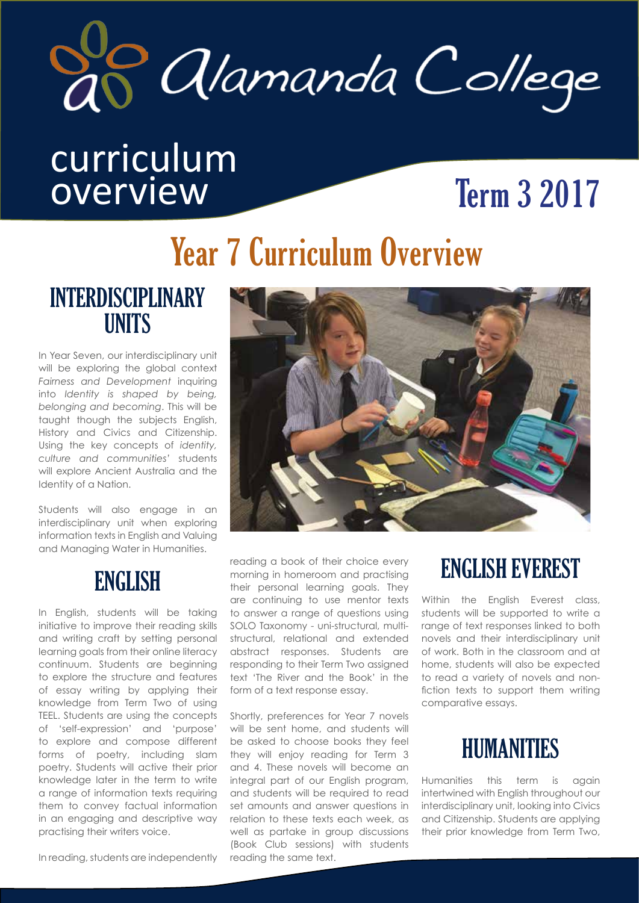# Alamanda College

## curriculum overview

## Term 3 2017

# Year 7 Curriculum Overview

## INTERDISCIPLINARY UNITS

In Year Seven, our interdisciplinary unit will be exploring the global context *Fairness and Development* inquiring into *Identity is shaped by being, belonging and becoming*. This will be taught though the subjects English, History and Civics and Citizenship. Using the key concepts of *identity, culture and communities'* students will explore Ancient Australia and the Identity of a Nation.

Students will also engage in an interdisciplinary unit when exploring information texts in English and Valuing and Managing Water in Humanities.

## ENGLISH

In English, students will be taking initiative to improve their reading skills and writing craft by setting personal learning goals from their online literacy continuum. Students are beginning to explore the structure and features of essay writing by applying their knowledge from Term Two of using TEEL. Students are using the concepts of 'self-expression' and 'purpose' to explore and compose different forms of poetry, including slam poetry. Students will active their prior knowledge later in the term to write a range of information texts requiring them to convey factual information in an engaging and descriptive way practising their writers voice.

In reading, students are independently reading a book of their choice every morning in homeroom and practising their personal learning goals. They are continuing to use mentor texts to answer a range of questions using SOLO Taxonomy - uni-structural, multi-structural, relational and extended abstract responses. Students are responding to their Term Two assigned text 'The River and the Book' in the form of a text response essay.

Shortly, preferences for Year 7 novels will be sent home, and students will be asked to choose books they feel they will enjoy reading for Term 3 and 4. These novels will become an integral part of our English program, and students will be required to read set amounts and answer questions in relation to these texts each week, as well as partake in group discussions (Book Club sessions) with students reading the same text.

## ENGLISH EVEREST

Within the English Everest class, students will be supported to write a range of text responses linked to both novels and their interdisciplinary unit of work. Both in the classroom and at home, students will also be expected to read a variety of novels and non-fiction texts to support them writing comparative essays.

## HUMANITIES

Humanities this term is again intertwined with English throughout our interdisciplinary unit, looking into Civics and Citizenship. Students are applying their prior knowledge from Term Two,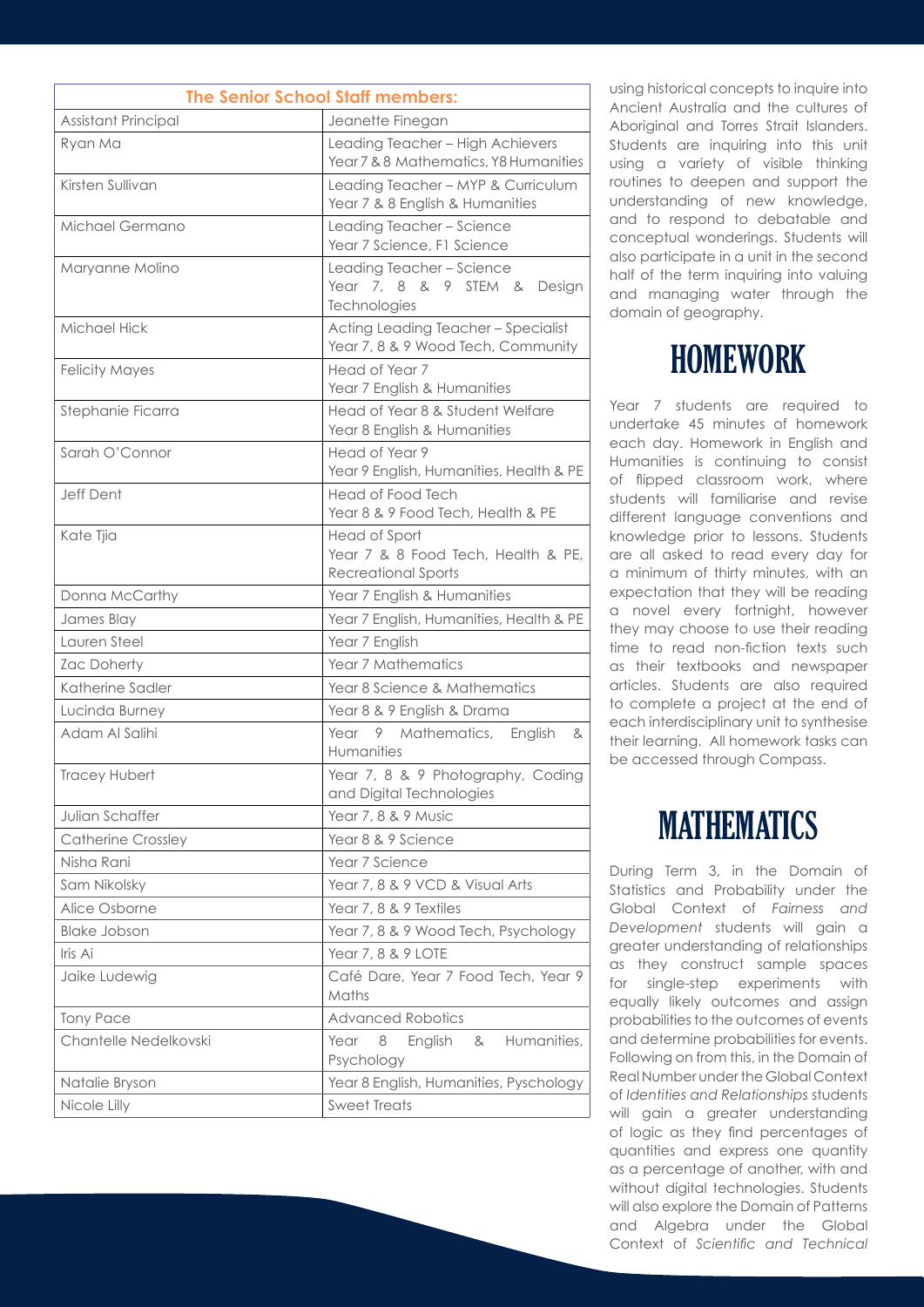| The Senior School Staff members: | |
|---|---|
| Assistant Principal | Jeanette Finegan |
| Ryan Ma | Leading Teacher – High Achievers Year 7 & 8 Mathematics, Y8 Humanities |
| Kirsten Sullivan | Leading Teacher – MYP & Curriculum Year 7 & 8 English & Humanities |
| Michael Germano | Leading Teacher – Science Year 7 Science, F1 Science |
| Maryanne Molino | Leading Teacher – Science Year 7, 8 & 9 STEM & Design Technologies |
| Michael Hick | Acting Leading Teacher – Specialist Year 7, 8 & 9 Wood Tech, Community |
| Felicity Mayes | Head of Year 7 Year 7 English & Humanities |
| Stephanie Ficarra | Head of Year 8 & Student Welfare Year 8 English & Humanities |
| Sarah O'Connor | Head of Year 9 Year 9 English, Humanities, Health & PE |
| Jeff Dent | Head of Food Tech Year 8 & 9 Food Tech, Health & PE |
| Kate Tjia | Head of Sport Year 7 & 8 Food Tech, Health & PE, Recreational Sports |
| Donna McCarthy | Year 7 English & Humanities |
| James Blay | Year 7 English, Humanities, Health & PE |
| Lauren Steel | Year 7 English |
| Zac Doherty | Year 7 Mathematics |
| Katherine Sadler | Year 8 Science & Mathematics |
| Lucinda Burney | Year 8 & 9 English & Drama |
| Adam Al Salihi | Year 9 Mathematics, English & Humanities |
| Tracey Hubert | Year 7, 8 & 9 Photography, Coding and Digital Technologies |
| Julian Schaffer | Year 7, 8 & 9 Music |
| Catherine Crossley | Year 8 & 9 Science |
| Nisha Rani | Year 7 Science |
| Sam Nikolsky | Year 7, 8 & 9 VCD & Visual Arts |
| Alice Osborne | Year 7, 8 & 9 Textiles |
| Blake Jobson | Year 7, 8 & 9 Wood Tech, Psychology |
| Iris Ai | Year 7, 8 & 9 LOTE |
| Jaike Ludewig | Café Dare, Year 7 Food Tech, Year 9 Maths |
| Tony Pace | Advanced Robotics |
| Chantelle Nedelkovski | Year 8 English & Humanities, Psychology |
| Natalie Bryson | Year 8 English, Humanities, Pyschology |
| Nicole Lilly | Sweet Treats |

using historical concepts to inquire into Ancient Australia and the cultures of Aboriginal and Torres Strait Islanders. Students are inquiring into this unit using a variety of visible thinking routines to deepen and support the understanding of new knowledge, and to respond to debatable and conceptual wonderings. Students will also participate in a unit in the second half of the term inquiring into valuing and managing water through the domain of geography.

## HOMEWORK

Year 7 students are required to undertake 45 minutes of homework each day. Homework in English and Humanities is continuing to consist of flipped classroom work, where students will familiarise and revise different language conventions and knowledge prior to lessons. Students are all asked to read every day for a minimum of thirty minutes, with an expectation that they will be reading a novel every fortnight, however they may choose to use their reading time to read non-fiction texts such as their textbooks and newspaper articles. Students are also required to complete a project at the end of each interdisciplinary unit to synthesise their learning. All homework tasks can be accessed through Compass.

## MATHEMATICS

During Term 3, in the Domain of Statistics and Probability under the Global Context of *Fairness and Development* students will gain a greater understanding of relationships as they construct sample spaces for single-step experiments with equally likely outcomes and assign probabilities to the outcomes of events and determine probabilities for events. Following on from this, in the Domain of Real Number under the Global Context of *Identities and Relationships* students will gain a greater understanding of logic as they find percentages of quantities and express one quantity as a percentage of another, with and without digital technologies. Students will also explore the Domain of Patterns and Algebra under the Global Context of *Scientific and Technical*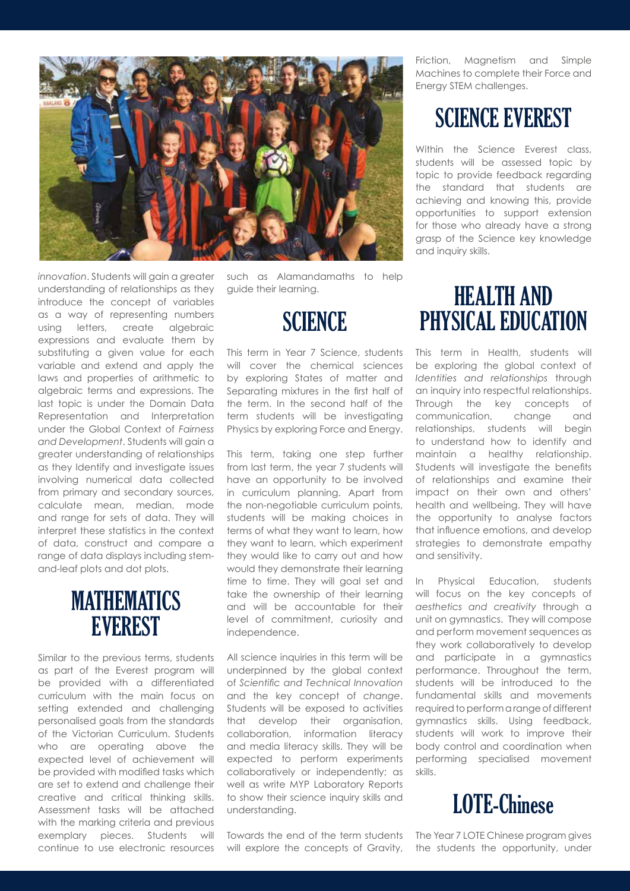*innovation*. Students will gain a greater understanding of relationships as they introduce the concept of variables as a way of representing numbers using letters, create algebraic expressions and evaluate them by substituting a given value for each variable and extend and apply the laws and properties of arithmetic to algebraic terms and expressions. The last topic is under the Domain Data Representation and Interpretation under the Global Context of *Fairness and Development*. Students will gain a greater understanding of relationships as they Identify and investigate issues involving numerical data collected from primary and secondary sources, calculate mean, median, mode and range for sets of data. They will interpret these statistics in the context of data, construct and compare a range of data displays including stem-and-leaf plots and dot plots.

## MATHEMATICS EVEREST

Similar to the previous terms, students as part of the Everest program will be provided with a differentiated curriculum with the main focus on setting extended and challenging personalised goals from the standards of the Victorian Curriculum. Students who are operating above the expected level of achievement will be provided with modified tasks which are set to extend and challenge their creative and critical thinking skills. Assessment tasks will be attached with the marking criteria and previous exemplary pieces. Students will continue to use electronic resources such as Alamandamaths to help guide their learning.

## SCIENCE

This term in Year 7 Science, students will cover the chemical sciences by exploring States of matter and Separating mixtures in the first half of the term. In the second half of the term students will be investigating Physics by exploring Force and Energy.

This term, taking one step further from last term, the year 7 students will have an opportunity to be involved in curriculum planning. Apart from the non-negotiable curriculum points, students will be making choices in terms of what they want to learn, how they want to learn, which experiment they would like to carry out and how would they demonstrate their learning time to time. They will goal set and take the ownership of their learning and will be accountable for their level of commitment, curiosity and independence.

All science inquiries in this term will be underpinned by the global context of *Scientific and Technical Innovation* and the key concept of *change*. Students will be exposed to activities that develop their organisation, collaboration, information literacy and media literacy skills. They will be expected to perform experiments collaboratively or independently; as well as write MYP Laboratory Reports to show their science inquiry skills and understanding.

Towards the end of the term students will explore the concepts of Gravity, Friction, Magnetism and Simple Machines to complete their Force and Energy STEM challenges.

## SCIENCE EVEREST

Within the Science Everest class, students will be assessed topic by topic to provide feedback regarding the standard that students are achieving and knowing this, provide opportunities to support extension for those who already have a strong grasp of the Science key knowledge and inquiry skills.

## HEALTH AND PHYSICAL EDUCATION

This term in Health, students will be exploring the global context of *Identities and relationships* through an inquiry into respectful relationships. Through the key concepts of communication, change and relationships, students will begin to understand how to identify and maintain a healthy relationship. Students will investigate the benefits of relationships and examine their impact on their own and others' health and wellbeing. They will have the opportunity to analyse factors that influence emotions, and develop strategies to demonstrate empathy and sensitivity.

In Physical Education, students will focus on the key concepts of *aesthetics and creativity* through a unit on gymnastics. They will compose and perform movement sequences as they work collaboratively to develop and participate in a gymnastics performance. Throughout the term, students will be introduced to the fundamental skills and movements required to perform a range of different gymnastics skills. Using feedback, students will work to improve their body control and coordination when performing specialised movement skills.

## LOTE-Chinese

The Year 7 LOTE Chinese program gives the students the opportunity, under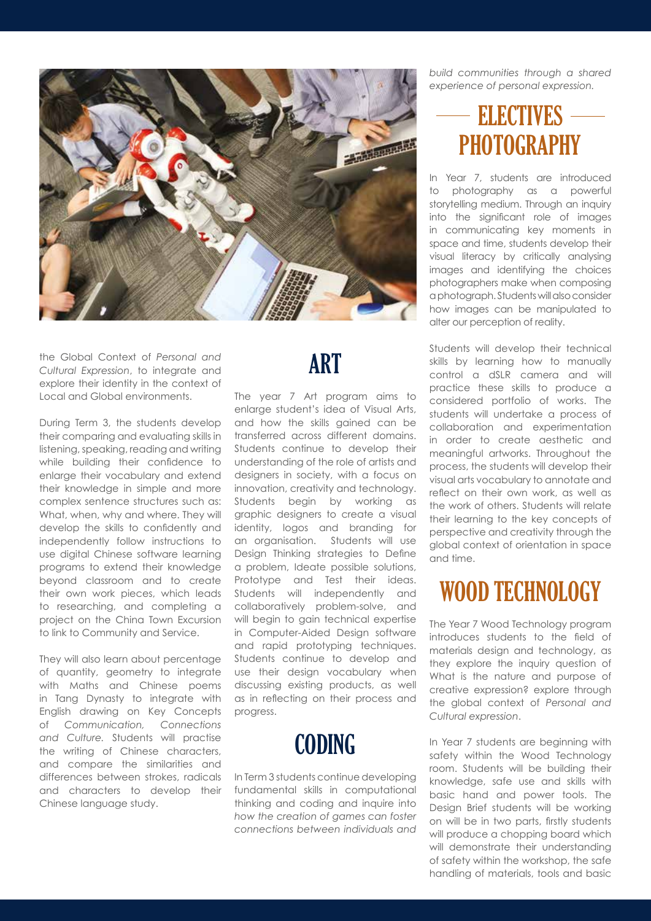the Global Context of *Personal and Cultural Expression*, to integrate and explore their identity in the context of Local and Global environments.

During Term 3, the students develop their comparing and evaluating skills in listening, speaking, reading and writing while building their confidence to enlarge their vocabulary and extend their knowledge in simple and more complex sentence structures such as: What, when, why and where. They will develop the skills to confidently and independently follow instructions to use digital Chinese software learning programs to extend their knowledge beyond classroom and to create their own work pieces, which leads to researching, and completing a project on the China Town Excursion to link to Community and Service.

They will also learn about percentage of quantity, geometry to integrate with Maths and Chinese poems in Tang Dynasty to integrate with English drawing on Key Concepts of *Communication, Connections and Culture.* Students will practise the writing of Chinese characters, and compare the similarities and differences between strokes, radicals and characters to develop their Chinese language study.

## ART

The year 7 Art program aims to enlarge student's idea of Visual Arts, and how the skills gained can be transferred across different domains. Students continue to develop their understanding of the role of artists and designers in society, with a focus on innovation, creativity and technology. Students begin by working as graphic designers to create a visual identity, logos and branding for an organisation. Students will use Design Thinking strategies to Define a problem, Ideate possible solutions, Prototype and Test their ideas. Students will independently and collaboratively problem-solve, and will begin to gain technical expertise in Computer-Aided Design software and rapid prototyping techniques. Students continue to develop and use their design vocabulary when discussing existing products, as well as in reflecting on their process and progress.

## CODING

In Term 3 students continue developing fundamental skills in computational thinking and coding and inquire into *how the creation of games can foster connections between individuals and build communities through a shared experience of personal expression.*

## ELECTIVES

## PHOTOGRAPHY

In Year 7, students are introduced to photography as a powerful storytelling medium. Through an inquiry into the significant role of images in communicating key moments in space and time, students develop their visual literacy by critically analysing images and identifying the choices photographers make when composing a photograph. Students will also consider how images can be manipulated to alter our perception of reality.

Students will develop their technical skills by learning how to manually control a dSLR camera and will practice these skills to produce a considered portfolio of works. The students will undertake a process of collaboration and experimentation in order to create aesthetic and meaningful artworks. Throughout the process, the students will develop their visual arts vocabulary to annotate and reflect on their own work, as well as the work of others. Students will relate their learning to the key concepts of perspective and creativity through the global context of orientation in space and time.

## WOOD TECHNOLOGY

The Year 7 Wood Technology program introduces students to the field of materials design and technology, as they explore the inquiry question of What is the nature and purpose of creative expression? explore through the global context of *Personal and Cultural expression*.

In Year 7 students are beginning with safety within the Wood Technology room. Students will be building their knowledge, safe use and skills with basic hand and power tools. The Design Brief students will be working on will be in two parts, firstly students will produce a chopping board which will demonstrate their understanding of safety within the workshop, the safe handling of materials, tools and basic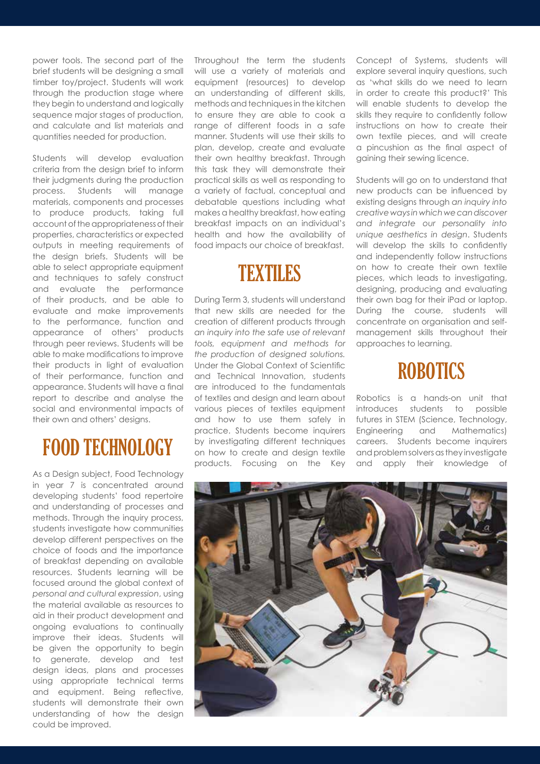power tools. The second part of the brief students will be designing a small timber toy/project. Students will work through the production stage where they begin to understand and logically sequence major stages of production, and calculate and list materials and quantities needed for production.

Students will develop evaluation criteria from the design brief to inform their judgments during the production process. Students will manage materials, components and processes to produce products, taking full account of the appropriateness of their properties, characteristics or expected outputs in meeting requirements of the design briefs. Students will be able to select appropriate equipment and techniques to safely construct and evaluate the performance of their products, and be able to evaluate and make improvements to the performance, function and appearance of others' products through peer reviews. Students will be able to make modifications to improve their products in light of evaluation of their performance, function and appearance. Students will have a final report to describe and analyse the social and environmental impacts of their own and others' designs.

## FOOD TECHNOLOGY

As a Design subject, Food Technology in year 7 is concentrated around developing students' food repertoire and understanding of processes and methods. Through the inquiry process, students investigate how communities develop different perspectives on the choice of foods and the importance of breakfast depending on available resources. Students learning will be focused around the global context of *personal and cultural expression*, using the material available as resources to aid in their product development and ongoing evaluations to continually improve their ideas. Students will be given the opportunity to begin to generate, develop and test design ideas, plans and processes using appropriate technical terms and equipment. Being reflective, students will demonstrate their own understanding of how the design could be improved.

Throughout the term the students will use a variety of materials and equipment (resources) to develop an understanding of different skills, methods and techniques in the kitchen to ensure they are able to cook a range of different foods in a safe manner. Students will use their skills to plan, develop, create and evaluate their own healthy breakfast. Through this task they will demonstrate their practical skills as well as responding to a variety of factual, conceptual and debatable questions including what makes a healthy breakfast, how eating breakfast impacts on an individual's health and how the availability of food impacts our choice of breakfast.

## TEXTILES

During Term 3, students will understand that new skills are needed for the creation of different products through *an inquiry into the safe use of relevant tools, equipment and methods for the production of designed solutions.* Under the Global Context of Scientific and Technical Innovation, students are introduced to the fundamentals of textiles and design and learn about various pieces of textiles equipment and how to use them safely in practice. Students become inquirers by investigating different techniques on how to create and design textile products. Focusing on the Key Concept of Systems, students will explore several inquiry questions, such as 'what skills do we need to learn in order to create this product?' This will enable students to develop the skills they require to confidently follow instructions on how to create their own textile pieces, and will create a pincushion as the final aspect of gaining their sewing licence.

Students will go on to understand that new products can be influenced by existing designs through *an inquiry into creative ways in which we can discover and integrate our personality into unique aesthetics in design*. Students will develop the skills to confidently and independently follow instructions on how to create their own textile pieces, which leads to investigating, designing, producing and evaluating their own bag for their iPad or laptop. During the course, students will concentrate on organisation and self-management skills throughout their approaches to learning.

## ROBOTICS

Robotics is a hands-on unit that introduces students to possible futures in STEM (Science, Technology, Engineering and Mathematics) careers. Students become inquirers and problem solvers as they investigate and apply their knowledge of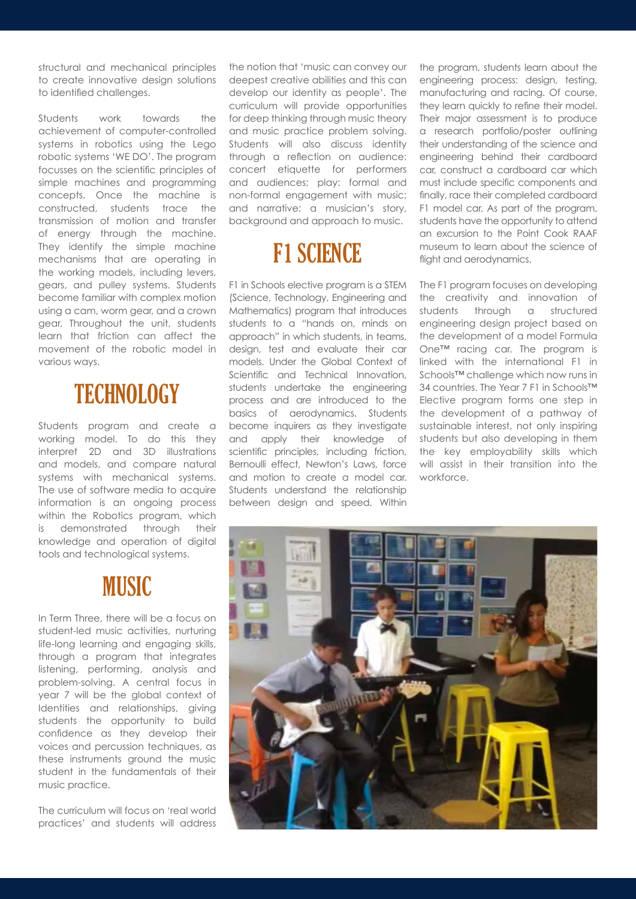structural and mechanical principles to create innovative design solutions to identified challenges.

Students work towards the achievement of computer-controlled systems in robotics using the Lego robotic systems 'WE DO'. The program focusses on the scientific principles of simple machines and programming concepts. Once the machine is constructed, students trace the transmission of motion and transfer of energy through the machine. They identify the simple machine mechanisms that are operating in the working models, including levers, gears, and pulley systems. Students become familiar with complex motion using a cam, worm gear, and a crown gear. Throughout the unit, students learn that friction can affect the movement of the robotic model in various ways.

## TECHNOLOGY

Students program and create a working model. To do this they interpret 2D and 3D illustrations and models, and compare natural systems with mechanical systems. The use of software media to acquire information is an ongoing process within the Robotics program, which is demonstrated through their knowledge and operation of digital tools and technological systems.

## MUSIC

In Term Three, there will be a focus on student-led music activities, nurturing life-long learning and engaging skills, through a program that integrates listening, performing, analysis and problem-solving. A central focus in year 7 will be the global context of Identities and relationships, giving students the opportunity to build confidence as they develop their voices and percussion techniques, as these instruments ground the music student in the fundamentals of their music practice.

The curriculum will focus on 'real world practices' and students will address the notion that 'music can convey our deepest creative abilities and this can develop our identity as people'. The curriculum will provide opportunities for deep thinking through music theory and music practice problem solving. Students will also discuss identity through a reflection on audience: concert etiquette for performers and audiences; play: formal and non-formal engagement with music; and narrative: a musician's story, background and approach to music.

## F1 SCIENCE

F1 in Schools elective program is a STEM (Science, Technology, Engineering and Mathematics) program that introduces students to a "hands on, minds on approach" in which students, in teams, design, test and evaluate their car models. Under the Global Context of Scientific and Technical Innovation, students undertake the engineering process and are introduced to the basics of aerodynamics. Students become inquirers as they investigate and apply their knowledge of scientific principles, including friction, Bernoulli effect, Newton's Laws, force and motion to create a model car. Students understand the relationship between design and speed. Within the program, students learn about the engineering process: design, testing, manufacturing and racing. Of course, they learn quickly to refine their model. Their major assessment is to produce a research portfolio/poster outlining their understanding of the science and engineering behind their cardboard car, construct a cardboard car which must include specific components and finally, race their completed cardboard F1 model car. As part of the program, students have the opportunity to attend an excursion to the Point Cook RAAF museum to learn about the science of flight and aerodynamics.

The F1 program focuses on developing the creativity and innovation of students through a structured engineering design project based on the development of a model Formula One™ racing car. The program is linked with the international F1 in Schools™ challenge which now runs in 34 countries. The Year 7 F1 in Schools™ Elective program forms one step in the development of a pathway of sustainable interest, not only inspiring students but also developing in them the key employability skills which will assist in their transition into the workforce.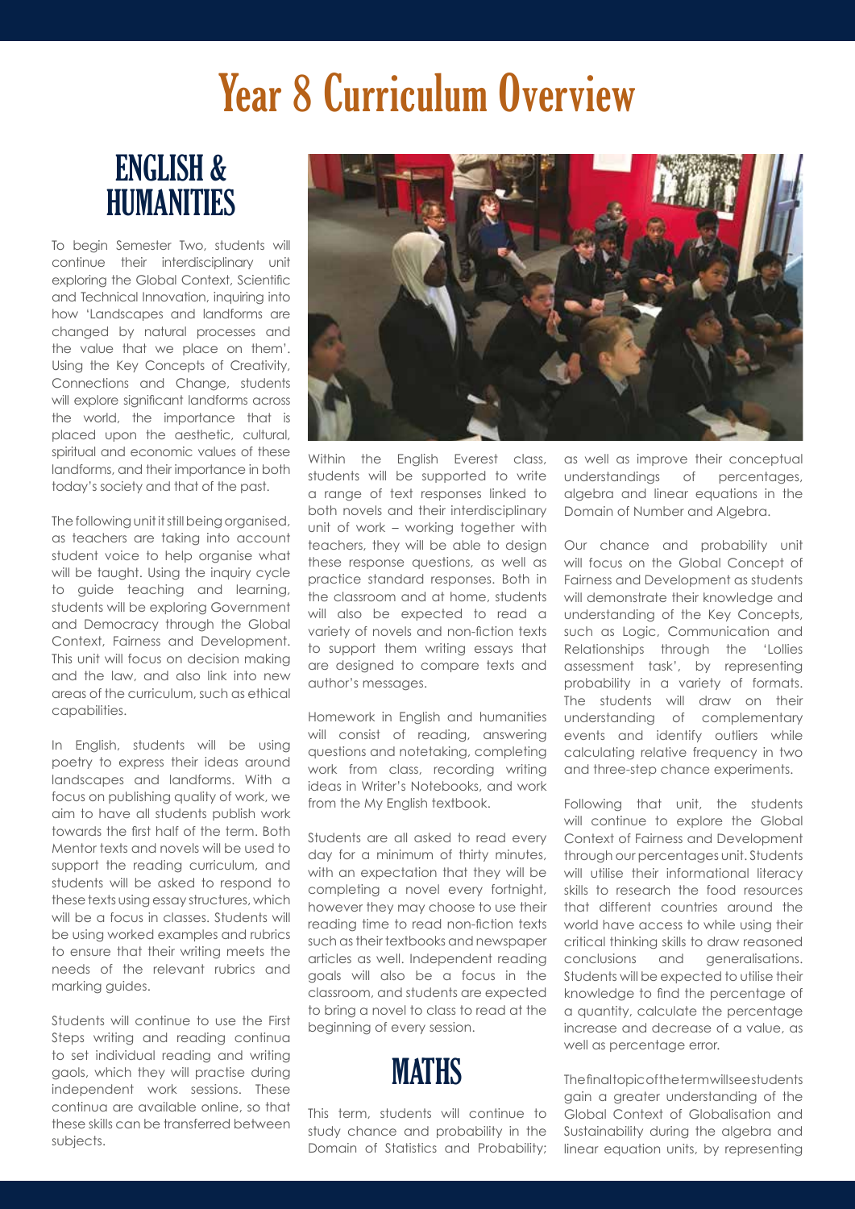# Year 8 Curriculum Overview

## ENGLISH & HUMANITIES

To begin Semester Two, students will continue their interdisciplinary unit exploring the Global Context, Scientific and Technical Innovation, inquiring into how 'Landscapes and landforms are changed by natural processes and the value that we place on them'. Using the Key Concepts of Creativity, Connections and Change, students will explore significant landforms across the world, the importance that is placed upon the aesthetic, cultural, spiritual and economic values of these landforms, and their importance in both today's society and that of the past.

The following unit it still being organised, as teachers are taking into account student voice to help organise what will be taught. Using the inquiry cycle to guide teaching and learning, students will be exploring Government and Democracy through the Global Context, Fairness and Development. This unit will focus on decision making and the law, and also link into new areas of the curriculum, such as ethical capabilities.

In English, students will be using poetry to express their ideas around landscapes and landforms. With a focus on publishing quality of work, we aim to have all students publish work towards the first half of the term. Both Mentor texts and novels will be used to support the reading curriculum, and students will be asked to respond to these texts using essay structures, which will be a focus in classes. Students will be using worked examples and rubrics to ensure that their writing meets the needs of the relevant rubrics and marking guides.

Students will continue to use the First Steps writing and reading continua to set individual reading and writing gaols, which they will practise during independent work sessions. These continua are available online, so that these skills can be transferred between subjects.

Within the English Everest class, students will be supported to write a range of text responses linked to both novels and their interdisciplinary unit of work – working together with teachers, they will be able to design these response questions, as well as practice standard responses. Both in the classroom and at home, students will also be expected to read a variety of novels and non-fiction texts to support them writing essays that are designed to compare texts and author's messages.

Homework in English and humanities will consist of reading, answering questions and notetaking, completing work from class, recording writing ideas in Writer's Notebooks, and work from the My English textbook.

Students are all asked to read every day for a minimum of thirty minutes, with an expectation that they will be completing a novel every fortnight, however they may choose to use their reading time to read non-fiction texts such as their textbooks and newspaper articles as well. Independent reading goals will also be a focus in the classroom, and students are expected to bring a novel to class to read at the beginning of every session.

## MATHS

This term, students will continue to study chance and probability in the Domain of Statistics and Probability; as well as improve their conceptual understandings of percentages, algebra and linear equations in the Domain of Number and Algebra.

Our chance and probability unit will focus on the Global Concept of Fairness and Development as students will demonstrate their knowledge and understanding of the Key Concepts, such as Logic, Communication and Relationships through the 'Lollies assessment task', by representing probability in a variety of formats. The students will draw on their understanding of complementary events and identify outliers while calculating relative frequency in two and three-step chance experiments.

Following that unit, the students will continue to explore the Global Context of Fairness and Development through our percentages unit. Students will utilise their informational literacy skills to research the food resources that different countries around the world have access to while using their critical thinking skills to draw reasoned conclusions and generalisations. Students will be expected to utilise their knowledge to find the percentage of a quantity, calculate the percentage increase and decrease of a value, as well as percentage error.

The final topic of the term will see students gain a greater understanding of the Global Context of Globalisation and Sustainability during the algebra and linear equation units, by representing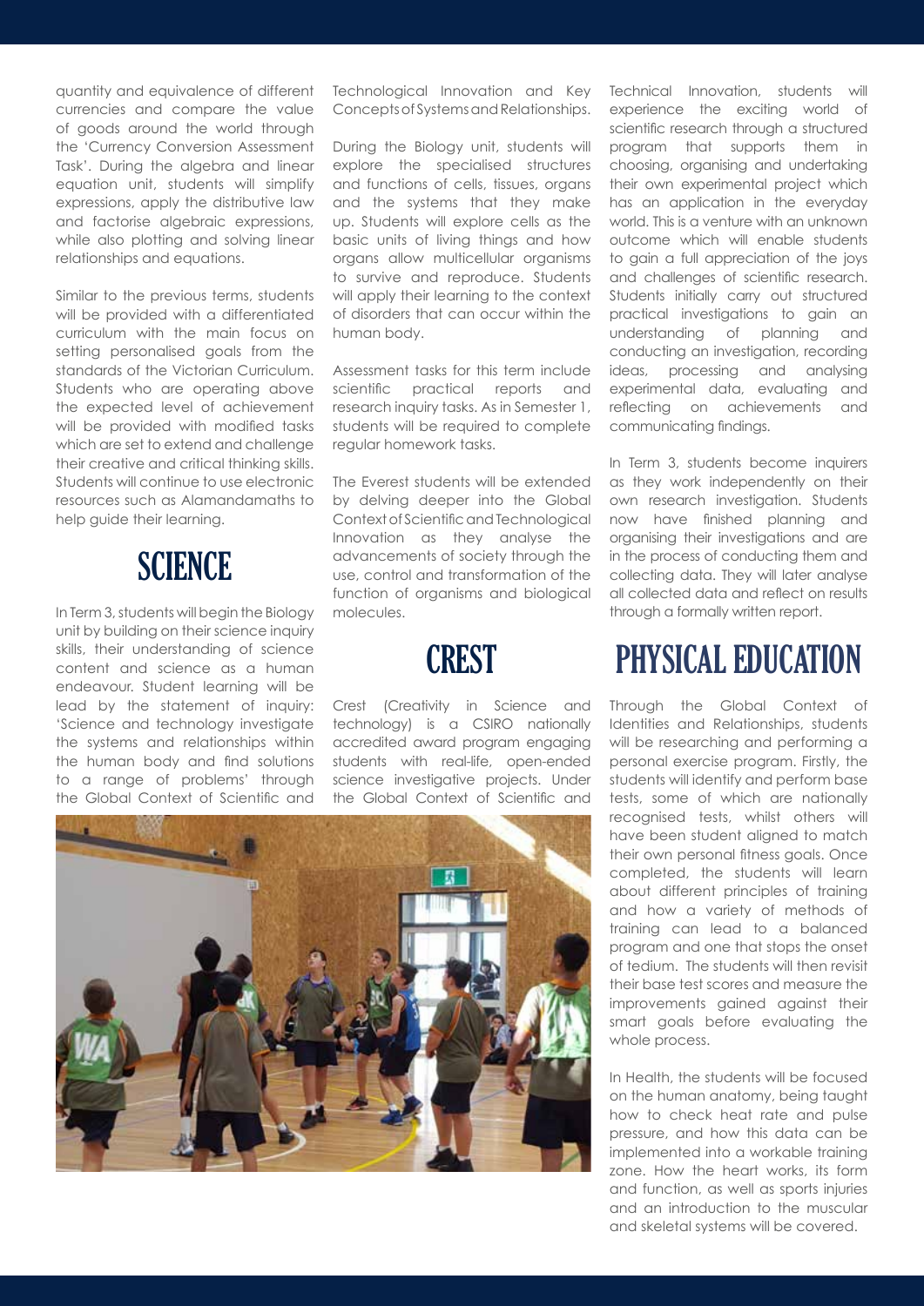quantity and equivalence of different currencies and compare the value of goods around the world through the 'Currency Conversion Assessment Task'. During the algebra and linear equation unit, students will simplify expressions, apply the distributive law and factorise algebraic expressions, while also plotting and solving linear relationships and equations.

Similar to the previous terms, students will be provided with a differentiated curriculum with the main focus on setting personalised goals from the standards of the Victorian Curriculum. Students who are operating above the expected level of achievement will be provided with modified tasks which are set to extend and challenge their creative and critical thinking skills. Students will continue to use electronic resources such as Alamandamaths to help guide their learning.

## SCIENCE

In Term 3, students will begin the Biology unit by building on their science inquiry skills, their understanding of science content and science as a human endeavour. Student learning will be lead by the statement of inquiry: 'Science and technology investigate the systems and relationships within the human body and find solutions to a range of problems' through the Global Context of Scientific and Technological Innovation and Key Concepts of Systems and Relationships.

During the Biology unit, students will explore the specialised structures and functions of cells, tissues, organs and the systems that they make up. Students will explore cells as the basic units of living things and how organs allow multicellular organisms to survive and reproduce. Students will apply their learning to the context of disorders that can occur within the human body.

Assessment tasks for this term include scientific practical reports and research inquiry tasks. As in Semester 1, students will be required to complete regular homework tasks.

The Everest students will be extended by delving deeper into the Global Context of Scientific and Technological Innovation as they analyse the advancements of society through the use, control and transformation of the function of organisms and biological molecules.

## CREST

Crest (Creativity in Science and technology) is a CSIRO nationally accredited award program engaging students with real-life, open-ended science investigative projects. Under the Global Context of Scientific and Technical Innovation, students will experience the exciting world of scientific research through a structured program that supports them in choosing, organising and undertaking their own experimental project which has an application in the everyday world. This is a venture with an unknown outcome which will enable students to gain a full appreciation of the joys and challenges of scientific research. Students initially carry out structured practical investigations to gain an understanding of planning and conducting an investigation, recording ideas, processing and analysing experimental data, evaluating and reflecting on achievements and communicating findings.

In Term 3, students become inquirers as they work independently on their own research investigation. Students now have finished planning and organising their investigations and are in the process of conducting them and collecting data. They will later analyse all collected data and reflect on results through a formally written report.

## PHYSICAL EDUCATION

Through the Global Context of Identities and Relationships, students will be researching and performing a personal exercise program. Firstly, the students will identify and perform base tests, some of which are nationally recognised tests, whilst others will have been student aligned to match their own personal fitness goals. Once completed, the students will learn about different principles of training and how a variety of methods of training can lead to a balanced program and one that stops the onset of tedium. The students will then revisit their base test scores and measure the improvements gained against their smart goals before evaluating the whole process.

In Health, the students will be focused on the human anatomy, being taught how to check heat rate and pulse pressure, and how this data can be implemented into a workable training zone. How the heart works, its form and function, as well as sports injuries and an introduction to the muscular and skeletal systems will be covered.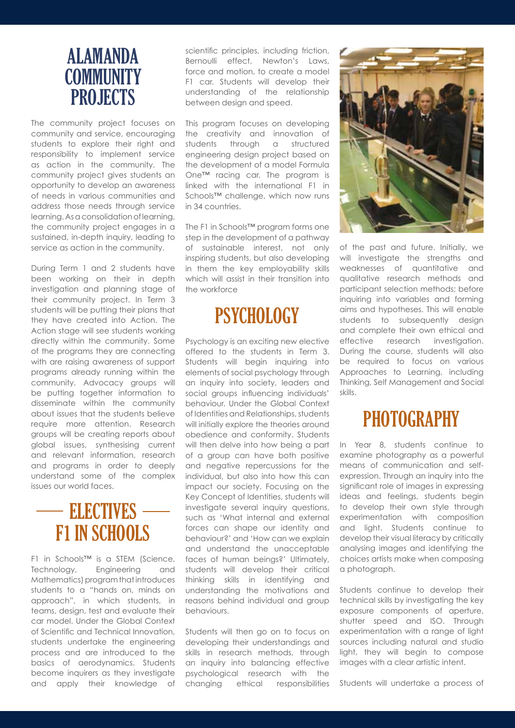# ALAMANDA COMMUNITY PROJECTS

The community project focuses on community and service, encouraging students to explore their right and responsibility to implement service as action in the community. The community project gives students an opportunity to develop an awareness of needs in various communities and address those needs through service learning. As a consolidation of learning, the community project engages in a sustained, in-depth inquiry, leading to service as action in the community.

During Term 1 and 2 students have been working on their in depth investigation and planning stage of their community project. In Term 3 students will be putting their plans that they have created into Action. The Action stage will see students working directly within the community. Some of the programs they are connecting with are raising awareness of support programs already running within the community. Advocacy groups will be putting together information to disseminate within the community about issues that the students believe require more attention. Research groups will be creating reports about global issues, synthesising current and relevant information, research and programs in order to deeply understand some of the complex issues our world faces.

# ELECTIVES

## F1 IN SCHOOLS

F1 in Schools™ is a STEM (Science, Technology, Engineering and Mathematics) program that introduces students to a "hands on, minds on approach", in which students, in teams, design, test and evaluate their car model. Under the Global Context of Scientific and Technical Innovation, students undertake the engineering process and are introduced to the basics of aerodynamics. Students become inquirers as they investigate and apply their knowledge of scientific principles, including friction, Bernoulli effect, Newton's Laws, force and motion, to create a model F1 car. Students will develop their understanding of the relationship between design and speed.

This program focuses on developing the creativity and innovation of students through a structured engineering design project based on the development of a model Formula One™ racing car. The program is linked with the international F1 in Schools™ challenge, which now runs in 34 countries.

The F1 in Schools™ program forms one step in the development of a pathway of sustainable interest, not only inspiring students, but also developing in them the key employability skills which will assist in their transition into the workforce

## PSYCHOLOGY

Psychology is an exciting new elective offered to the students in Term 3. Students will begin inquiring into elements of social psychology through an inquiry into society, leaders and social groups influencing individuals' behaviour. Under the Global Context of Identities and Relationships, students will initially explore the theories around obedience and conformity. Students will then delve into how being a part of a group can have both positive and negative repercussions for the individual, but also into how this can impact our society. Focusing on the Key Concept of Identities, students will investigate several inquiry questions, such as 'What internal and external forces can shape our identity and behaviour?' and 'How can we explain and understand the unacceptable faces of human beings?' Ultimately, students will develop their critical thinking skills in identifying and understanding the motivations and reasons behind individual and group behaviours.

Students will then go on to focus on developing their understandings and skills in research methods, through an inquiry into balancing effective psychological research with the changing ethical responsibilities of the past and future. Initially, we will investigate the strengths and weaknesses of quantitative and qualitative research methods and participant selection methods; before inquiring into variables and forming aims and hypotheses. This will enable students to subsequently design and complete their own ethical and effective research investigation. During the course, students will also be required to focus on various Approaches to Learning, including Thinking, Self Management and Social skills.

## PHOTOGRAPHY

In Year 8, students continue to examine photography as a powerful means of communication and self-expression. Through an inquiry into the significant role of images in expressing ideas and feelings, students begin to develop their own style through experimentation with composition and light. Students continue to develop their visual literacy by critically analysing images and identifying the choices artists make when composing a photograph.

Students continue to develop their technical skills by investigating the key exposure components of aperture, shutter speed and ISO. Through experimentation with a range of light sources including natural and studio light, they will begin to compose images with a clear artistic intent.

Students will undertake a process of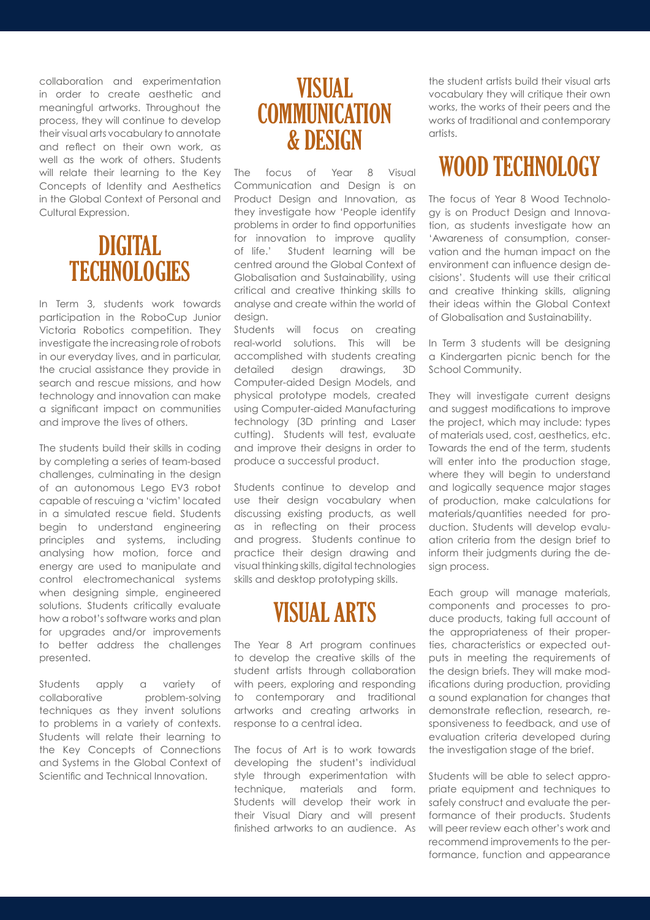collaboration and experimentation in order to create aesthetic and meaningful artworks. Throughout the process, they will continue to develop their visual arts vocabulary to annotate and reflect on their own work, as well as the work of others. Students will relate their learning to the Key Concepts of Identity and Aesthetics in the Global Context of Personal and Cultural Expression.

## DIGITAL TECHNOLOGIES

In Term 3, students work towards participation in the RoboCup Junior Victoria Robotics competition. They investigate the increasing role of robots in our everyday lives, and in particular, the crucial assistance they provide in search and rescue missions, and how technology and innovation can make a significant impact on communities and improve the lives of others.

The students build their skills in coding by completing a series of team-based challenges, culminating in the design of an autonomous Lego EV3 robot capable of rescuing a 'victim' located in a simulated rescue field. Students begin to understand engineering principles and systems, including analysing how motion, force and energy are used to manipulate and control electromechanical systems when designing simple, engineered solutions. Students critically evaluate how a robot's software works and plan for upgrades and/or improvements to better address the challenges presented.

Students apply a variety of collaborative problem-solving techniques as they invent solutions to problems in a variety of contexts. Students will relate their learning to the Key Concepts of Connections and Systems in the Global Context of Scientific and Technical Innovation.

## VISUAL COMMUNICATION & DESIGN

The focus of Year 8 Visual Communication and Design is on Product Design and Innovation, as they investigate how 'People identify problems in order to find opportunities for innovation to improve quality of life.' Student learning will be centred around the Global Context of Globalisation and Sustainability, using critical and creative thinking skills to analyse and create within the world of design.

Students will focus on creating real-world solutions. This will be accomplished with students creating detailed design drawings, 3D Computer-aided Design Models, and physical prototype models, created using Computer-aided Manufacturing technology (3D printing and Laser cutting). Students will test, evaluate and improve their designs in order to produce a successful product.

Students continue to develop and use their design vocabulary when discussing existing products, as well as in reflecting on their process and progress. Students continue to practice their design drawing and visual thinking skills, digital technologies skills and desktop prototyping skills.

## VISUAL ARTS

The Year 8 Art program continues to develop the creative skills of the student artists through collaboration with peers, exploring and responding to contemporary and traditional artworks and creating artworks in response to a central idea.

The focus of Art is to work towards developing the student's individual style through experimentation with technique, materials and form. Students will develop their work in their Visual Diary and will present finished artworks to an audience. As the student artists build their visual arts vocabulary they will critique their own works, the works of their peers and the works of traditional and contemporary artists.

## WOOD TECHNOLOGY

The focus of Year 8 Wood Technology is on Product Design and Innovation, as students investigate how an 'Awareness of consumption, conservation and the human impact on the environment can influence design decisions'. Students will use their critical and creative thinking skills, aligning their ideas within the Global Context of Globalisation and Sustainability.

In Term 3 students will be designing a Kindergarten picnic bench for the School Community.

They will investigate current designs and suggest modifications to improve the project, which may include: types of materials used, cost, aesthetics, etc. Towards the end of the term, students will enter into the production stage, where they will begin to understand and logically sequence major stages of production, make calculations for materials/quantities needed for production. Students will develop evaluation criteria from the design brief to inform their judgments during the design process.

Each group will manage materials, components and processes to produce products, taking full account of the appropriateness of their properties, characteristics or expected outputs in meeting the requirements of the design briefs. They will make modifications during production, providing a sound explanation for changes that demonstrate reflection, research, responsiveness to feedback, and use of evaluation criteria developed during the investigation stage of the brief.

Students will be able to select appropriate equipment and techniques to safely construct and evaluate the performance of their products. Students will peer review each other's work and recommend improvements to the performance, function and appearance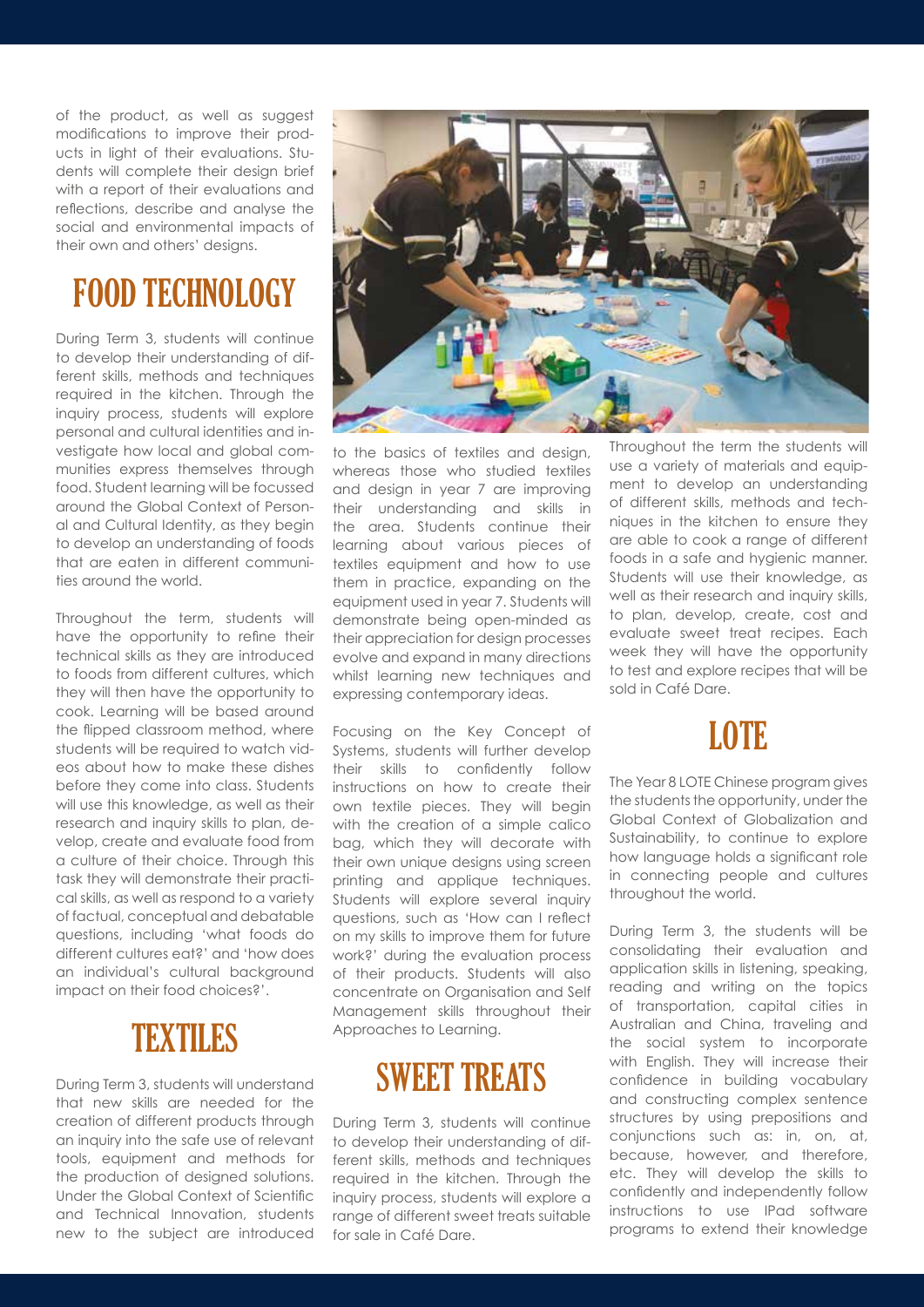of the product, as well as suggest modifications to improve their products in light of their evaluations. Students will complete their design brief with a report of their evaluations and reflections, describe and analyse the social and environmental impacts of their own and others' designs.

## FOOD TECHNOLOGY

During Term 3, students will continue to develop their understanding of different skills, methods and techniques required in the kitchen. Through the inquiry process, students will explore personal and cultural identities and investigate how local and global communities express themselves through food. Student learning will be focussed around the Global Context of Personal and Cultural Identity, as they begin to develop an understanding of foods that are eaten in different communities around the world.

Throughout the term, students will have the opportunity to refine their technical skills as they are introduced to foods from different cultures, which they will then have the opportunity to cook. Learning will be based around the flipped classroom method, where students will be required to watch videos about how to make these dishes before they come into class. Students will use this knowledge, as well as their research and inquiry skills to plan, develop, create and evaluate food from a culture of their choice. Through this task they will demonstrate their practical skills, as well as respond to a variety of factual, conceptual and debatable questions, including 'what foods do different cultures eat?' and 'how does an individual's cultural background impact on their food choices?'.

## TEXTILES

During Term 3, students will understand that new skills are needed for the creation of different products through an inquiry into the safe use of relevant tools, equipment and methods for the production of designed solutions. Under the Global Context of Scientific and Technical Innovation, students new to the subject are introduced to the basics of textiles and design, whereas those who studied textiles and design in year 7 are improving their understanding and skills in the area. Students continue their learning about various pieces of textiles equipment and how to use them in practice, expanding on the equipment used in year 7. Students will demonstrate being open-minded as their appreciation for design processes evolve and expand in many directions whilst learning new techniques and expressing contemporary ideas.

Focusing on the Key Concept of Systems, students will further develop their skills to confidently follow instructions on how to create their own textile pieces. They will begin with the creation of a simple calico bag, which they will decorate with their own unique designs using screen printing and applique techniques. Students will explore several inquiry questions, such as 'How can I reflect on my skills to improve them for future work?' during the evaluation process of their products. Students will also concentrate on Organisation and Self Management skills throughout their Approaches to Learning.

## SWEET TREATS

During Term 3, students will continue to develop their understanding of different skills, methods and techniques required in the kitchen. Through the inquiry process, students will explore a range of different sweet treats suitable for sale in Café Dare.

Throughout the term the students will use a variety of materials and equipment to develop an understanding of different skills, methods and techniques in the kitchen to ensure they are able to cook a range of different foods in a safe and hygienic manner. Students will use their knowledge, as well as their research and inquiry skills, to plan, develop, create, cost and evaluate sweet treat recipes. Each week they will have the opportunity to test and explore recipes that will be sold in Café Dare.

## LOTE

The Year 8 LOTE Chinese program gives the students the opportunity, under the Global Context of Globalization and Sustainability, to continue to explore how language holds a significant role in connecting people and cultures throughout the world.

During Term 3, the students will be consolidating their evaluation and application skills in listening, speaking, reading and writing on the topics of transportation, capital cities in Australian and China, traveling and the social system to incorporate with English. They will increase their confidence in building vocabulary and constructing complex sentence structures by using prepositions and conjunctions such as: in, on, at, because, however, and therefore, etc. They will develop the skills to confidently and independently follow instructions to use IPad software programs to extend their knowledge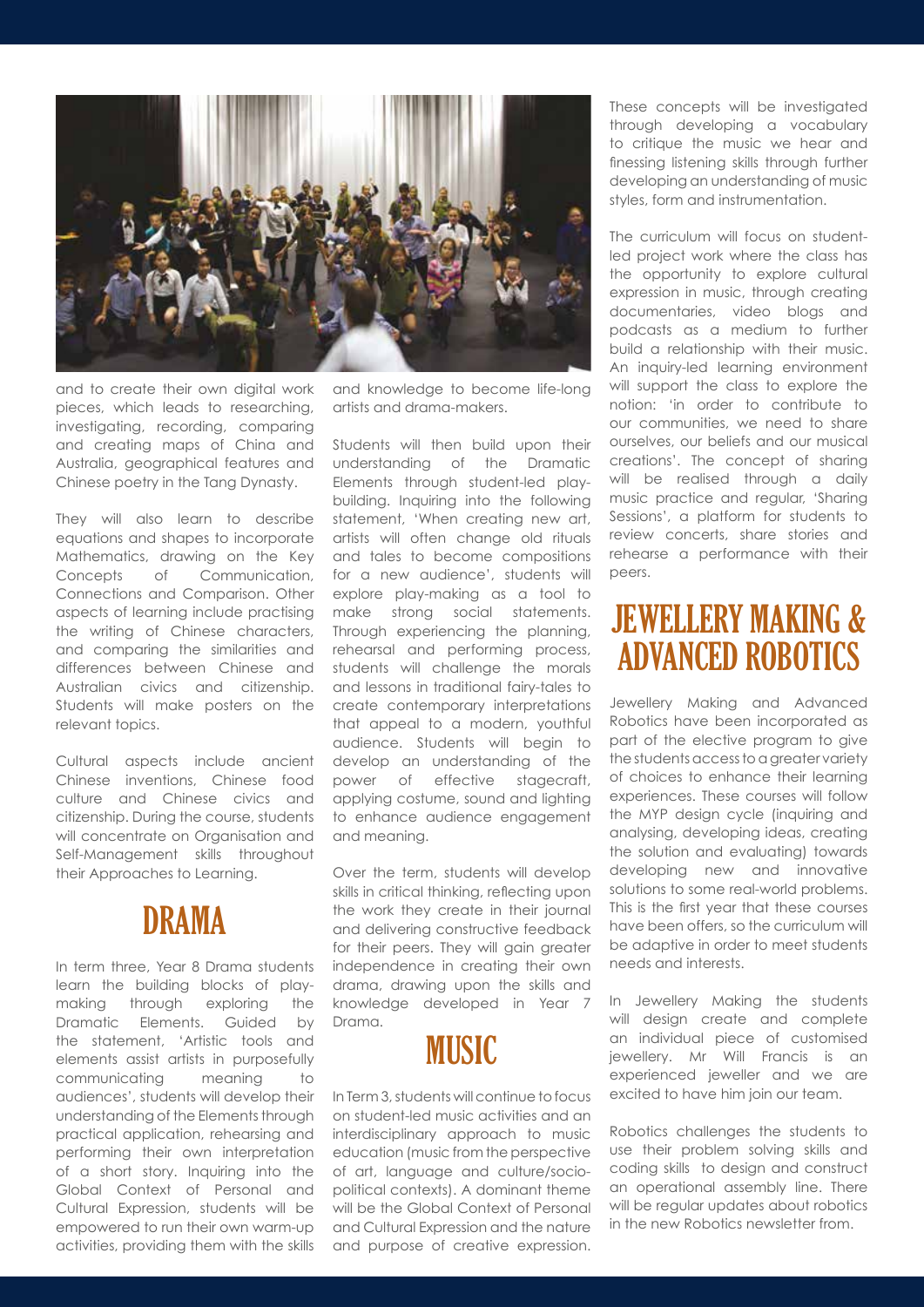and to create their own digital work pieces, which leads to researching, investigating, recording, comparing and creating maps of China and Australia, geographical features and Chinese poetry in the Tang Dynasty.

They will also learn to describe equations and shapes to incorporate Mathematics, drawing on the Key Concepts of Communication, Connections and Comparison. Other aspects of learning include practising the writing of Chinese characters, and comparing the similarities and differences between Chinese and Australian civics and citizenship. Students will make posters on the relevant topics.

Cultural aspects include ancient Chinese inventions, Chinese food culture and Chinese civics and citizenship. During the course, students will concentrate on Organisation and Self-Management skills throughout their Approaches to Learning.

## DRAMA

In term three, Year 8 Drama students learn the building blocks of play-making through exploring the Dramatic Elements. Guided by the statement, 'Artistic tools and elements assist artists in purposefully communicating meaning to audiences', students will develop their understanding of the Elements through practical application, rehearsing and performing their own interpretation of a short story. Inquiring into the Global Context of Personal and Cultural Expression, students will be empowered to run their own warm-up activities, providing them with the skills and knowledge to become life-long artists and drama-makers.

Students will then build upon their understanding of the Dramatic Elements through student-led play-building. Inquiring into the following statement, 'When creating new art, artists will often change old rituals and tales to become compositions for a new audience', students will explore play-making as a tool to make strong social statements. Through experiencing the planning, rehearsal and performing process, students will challenge the morals and lessons in traditional fairy-tales to create contemporary interpretations that appeal to a modern, youthful audience. Students will begin to develop an understanding of the power of effective stagecraft, applying costume, sound and lighting to enhance audience engagement and meaning.

Over the term, students will develop skills in critical thinking, reflecting upon the work they create in their journal and delivering constructive feedback for their peers. They will gain greater independence in creating their own drama, drawing upon the skills and knowledge developed in Year 7 Drama.

## MUSIC

In Term 3, students will continue to focus on student-led music activities and an interdisciplinary approach to music education (music from the perspective of art, language and culture/socio-political contexts). A dominant theme will be the Global Context of Personal and Cultural Expression and the nature and purpose of creative expression. These concepts will be investigated through developing a vocabulary to critique the music we hear and finessing listening skills through further developing an understanding of music styles, form and instrumentation.

The curriculum will focus on student-led project work where the class has the opportunity to explore cultural expression in music, through creating documentaries, video blogs and podcasts as a medium to further build a relationship with their music. An inquiry-led learning environment will support the class to explore the notion: 'in order to contribute to our communities, we need to share ourselves, our beliefs and our musical creations'. The concept of sharing will be realised through a daily music practice and regular, 'Sharing Sessions', a platform for students to review concerts, share stories and rehearse a performance with their peers.

## JEWELLERY MAKING & ADVANCED ROBOTICS

Jewellery Making and Advanced Robotics have been incorporated as part of the elective program to give the students access to a greater variety of choices to enhance their learning experiences. These courses will follow the MYP design cycle (inquiring and analysing, developing ideas, creating the solution and evaluating) towards developing new and innovative solutions to some real-world problems. This is the first year that these courses have been offers, so the curriculum will be adaptive in order to meet students needs and interests.

In Jewellery Making the students will design create and complete an individual piece of customised jewellery. Mr Will Francis is an experienced jeweller and we are excited to have him join our team.

Robotics challenges the students to use their problem solving skills and coding skills to design and construct an operational assembly line. There will be regular updates about robotics in the new Robotics newsletter from.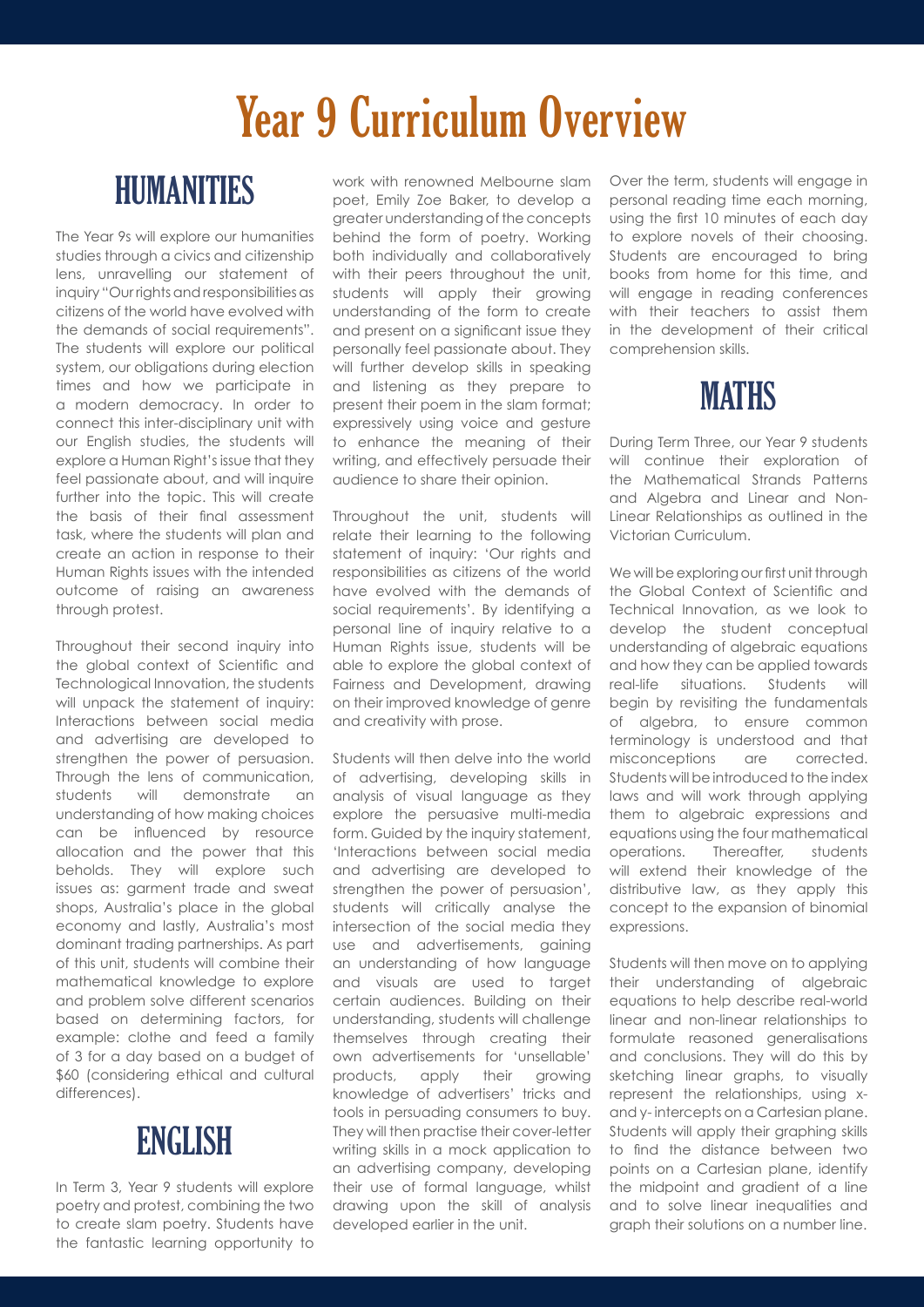# Year 9 Curriculum Overview

## HUMANITIES

The Year 9s will explore our humanities studies through a civics and citizenship lens, unravelling our statement of inquiry "Our rights and responsibilities as citizens of the world have evolved with the demands of social requirements". The students will explore our political system, our obligations during election times and how we participate in a modern democracy. In order to connect this inter-disciplinary unit with our English studies, the students will explore a Human Right's issue that they feel passionate about, and will inquire further into the topic. This will create the basis of their final assessment task, where the students will plan and create an action in response to their Human Rights issues with the intended outcome of raising an awareness through protest.

Throughout their second inquiry into the global context of Scientific and Technological Innovation, the students will unpack the statement of inquiry: Interactions between social media and advertising are developed to strengthen the power of persuasion. Through the lens of communication, students will demonstrate an understanding of how making choices can be influenced by resource allocation and the power that this beholds. They will explore such issues as: garment trade and sweat shops, Australia's place in the global economy and lastly, Australia's most dominant trading partnerships. As part of this unit, students will combine their mathematical knowledge to explore and problem solve different scenarios based on determining factors, for example: clothe and feed a family of 3 for a day based on a budget of $60 (considering ethical and cultural differences).

## ENGLISH

In Term 3, Year 9 students will explore poetry and protest, combining the two to create slam poetry. Students have the fantastic learning opportunity to work with renowned Melbourne slam poet, Emily Zoe Baker, to develop a greater understanding of the concepts behind the form of poetry. Working both individually and collaboratively with their peers throughout the unit, students will apply their growing understanding of the form to create and present on a significant issue they personally feel passionate about. They will further develop skills in speaking and listening as they prepare to present their poem in the slam format; expressively using voice and gesture to enhance the meaning of their writing, and effectively persuade their audience to share their opinion.

Throughout the unit, students will relate their learning to the following statement of inquiry: 'Our rights and responsibilities as citizens of the world have evolved with the demands of social requirements'. By identifying a personal line of inquiry relative to a Human Rights issue, students will be able to explore the global context of Fairness and Development, drawing on their improved knowledge of genre and creativity with prose.

Students will then delve into the world of advertising, developing skills in analysis of visual language as they explore the persuasive multi-media form. Guided by the inquiry statement, 'Interactions between social media and advertising are developed to strengthen the power of persuasion', students will critically analyse the intersection of the social media they use and advertisements, gaining an understanding of how language and visuals are used to target certain audiences. Building on their understanding, students will challenge themselves through creating their own advertisements for 'unsellable' products, apply their growing knowledge of advertisers' tricks and tools in persuading consumers to buy. They will then practise their cover-letter writing skills in a mock application to an advertising company, developing their use of formal language, whilst drawing upon the skill of analysis developed earlier in the unit.

Over the term, students will engage in personal reading time each morning, using the first 10 minutes of each day to explore novels of their choosing. Students are encouraged to bring books from home for this time, and will engage in reading conferences with their teachers to assist them in the development of their critical comprehension skills.

## MATHS

During Term Three, our Year 9 students will continue their exploration of the Mathematical Strands Patterns and Algebra and Linear and Non-Linear Relationships as outlined in the Victorian Curriculum.

We will be exploring our first unit through the Global Context of Scientific and Technical Innovation, as we look to develop the student conceptual understanding of algebraic equations and how they can be applied towards real-life situations. Students will begin by revisiting the fundamentals of algebra, to ensure common terminology is understood and that misconceptions are corrected. Students will be introduced to the index laws and will work through applying them to algebraic expressions and equations using the four mathematical operations. Thereafter, students will extend their knowledge of the distributive law, as they apply this concept to the expansion of binomial expressions.

Students will then move on to applying their understanding of algebraic equations to help describe real-world linear and non-linear relationships to formulate reasoned generalisations and conclusions. They will do this by sketching linear graphs, to visually represent the relationships, using x- and y- intercepts on a Cartesian plane. Students will apply their graphing skills to find the distance between two points on a Cartesian plane, identify the midpoint and gradient of a line and to solve linear inequalities and graph their solutions on a number line.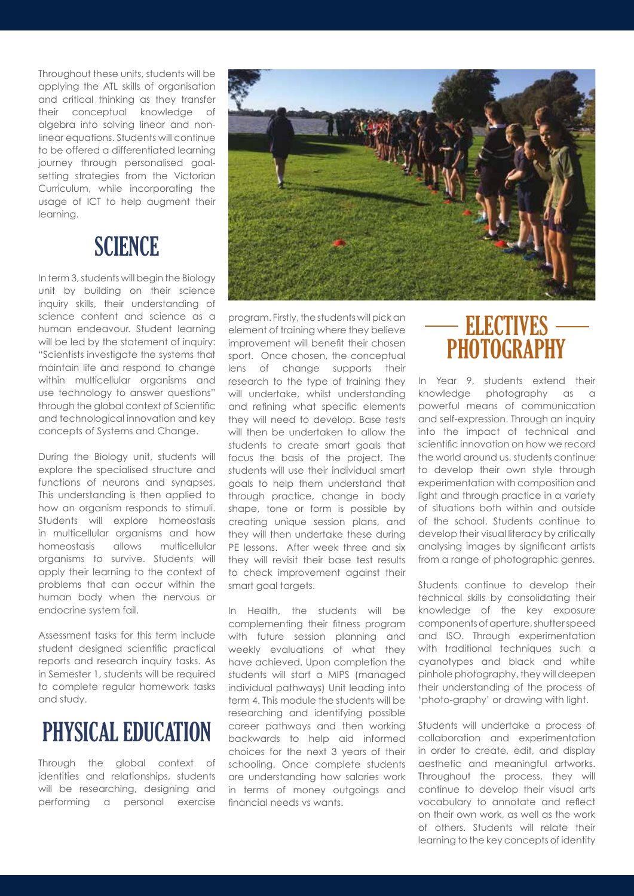Throughout these units, students will be applying the ATL skills of organisation and critical thinking as they transfer their conceptual knowledge of algebra into solving linear and non-linear equations. Students will continue to be offered a differentiated learning journey through personalised goal-setting strategies from the Victorian Curriculum, while incorporating the usage of ICT to help augment their learning.

## SCIENCE

In term 3, students will begin the Biology unit by building on their science inquiry skills, their understanding of science content and science as a human endeavour. Student learning will be led by the statement of inquiry: "Scientists investigate the systems that maintain life and respond to change within multicellular organisms and use technology to answer questions" through the global context of Scientific and technological innovation and key concepts of Systems and Change.

During the Biology unit, students will explore the specialised structure and functions of neurons and synapses. This understanding is then applied to how an organism responds to stimuli. Students will explore homeostasis in multicellular organisms and how homeostasis allows multicellular organisms to survive. Students will apply their learning to the context of problems that can occur within the human body when the nervous or endocrine system fail.

Assessment tasks for this term include student designed scientific practical reports and research inquiry tasks. As in Semester 1, students will be required to complete regular homework tasks and study.

## PHYSICAL EDUCATION

Through the global context of identities and relationships, students will be researching, designing and performing a personal exercise program. Firstly, the students will pick an element of training where they believe improvement will benefit their chosen sport. Once chosen, the conceptual lens of change supports their research to the type of training they will undertake, whilst understanding and refining what specific elements they will need to develop. Base tests will then be undertaken to allow the students to create smart goals that focus the basis of the project. The students will use their individual smart goals to help them understand that through practice, change in body shape, tone or form is possible by creating unique session plans, and they will then undertake these during PE lessons. After week three and six they will revisit their base test results to check improvement against their smart goal targets.

In Health, the students will be complementing their fitness program with future session planning and weekly evaluations of what they have achieved. Upon completion the students will start a MIPS (managed individual pathways) Unit leading into term 4. This module the students will be researching and identifying possible career pathways and then working backwards to help aid informed choices for the next 3 years of their schooling. Once complete students are understanding how salaries work in terms of money outgoings and financial needs vs wants.

## ELECTIVES

## PHOTOGRAPHY

In Year 9, students extend their knowledge photography as a powerful means of communication and self-expression. Through an inquiry into the impact of technical and scientific innovation on how we record the world around us, students continue to develop their own style through experimentation with composition and light and through practice in a variety of situations both within and outside of the school. Students continue to develop their visual literacy by critically analysing images by significant artists from a range of photographic genres.

Students continue to develop their technical skills by consolidating their knowledge of the key exposure components of aperture, shutter speed and ISO. Through experimentation with traditional techniques such a cyanotypes and black and white pinhole photography, they will deepen their understanding of the process of 'photo-graphy' or drawing with light.

Students will undertake a process of collaboration and experimentation in order to create, edit, and display aesthetic and meaningful artworks. Throughout the process, they will continue to develop their visual arts vocabulary to annotate and reflect on their own work, as well as the work of others. Students will relate their learning to the key concepts of identity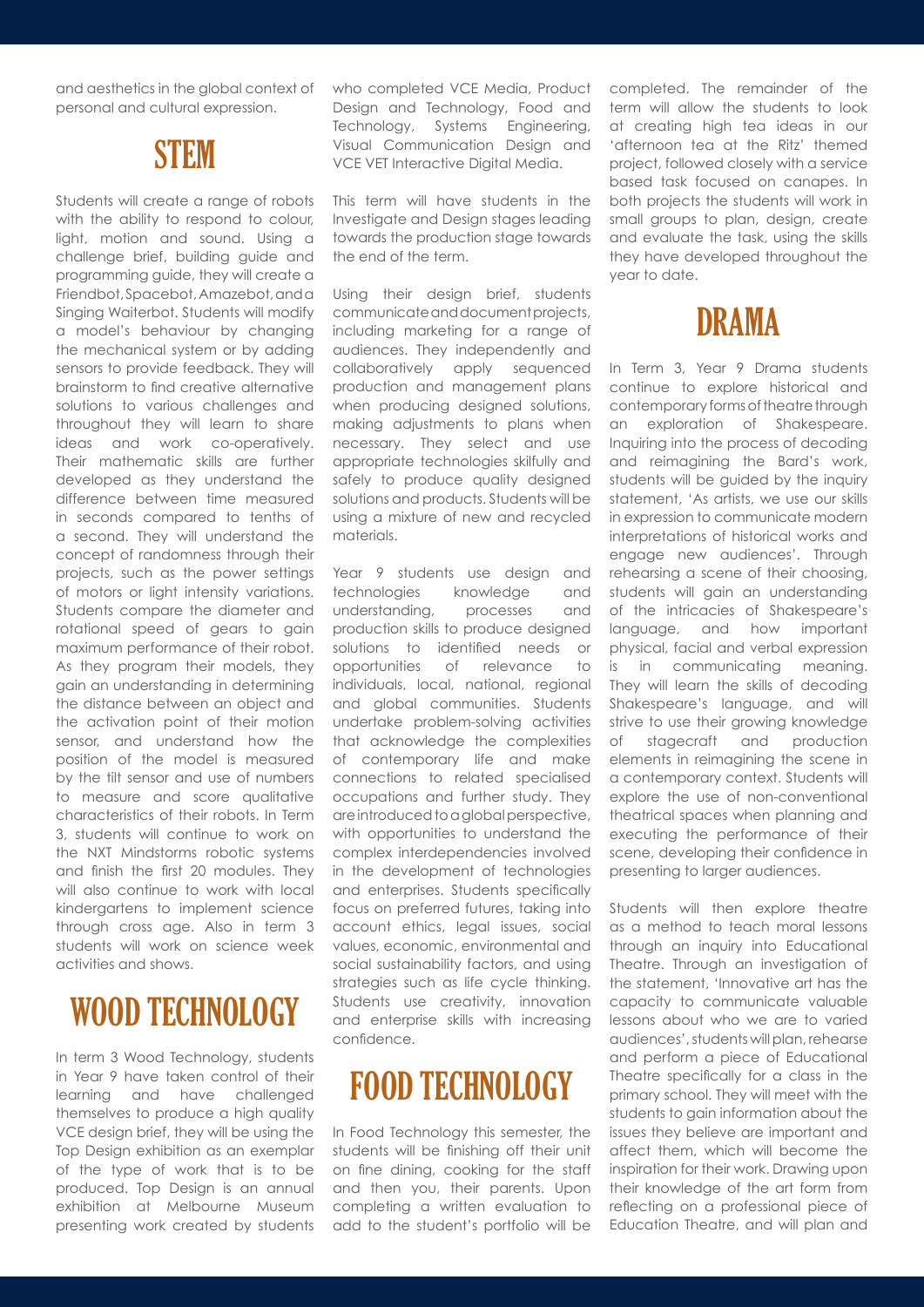and aesthetics in the global context of personal and cultural expression.

## STEM

Students will create a range of robots with the ability to respond to colour, light, motion and sound. Using a challenge brief, building guide and programming guide, they will create a Friendbot, Spacebot, Amazebot, and a Singing Waiterbot. Students will modify a model's behaviour by changing the mechanical system or by adding sensors to provide feedback. They will brainstorm to find creative alternative solutions to various challenges and throughout they will learn to share ideas and work co-operatively. Their mathematic skills are further developed as they understand the difference between time measured in seconds compared to tenths of a second. They will understand the concept of randomness through their projects, such as the power settings of motors or light intensity variations. Students compare the diameter and rotational speed of gears to gain maximum performance of their robot. As they program their models, they gain an understanding in determining the distance between an object and the activation point of their motion sensor, and understand how the position of the model is measured by the tilt sensor and use of numbers to measure and score qualitative characteristics of their robots. In Term 3, students will continue to work on the NXT Mindstorms robotic systems and finish the first 20 modules. They will also continue to work with local kindergartens to implement science through cross age. Also in term 3 students will work on science week activities and shows.

## WOOD TECHNOLOGY

In term 3 Wood Technology, students in Year 9 have taken control of their learning and have challenged themselves to produce a high quality VCE design brief, they will be using the Top Design exhibition as an exemplar of the type of work that is to be produced. Top Design is an annual exhibition at Melbourne Museum presenting work created by students who completed VCE Media, Product Design and Technology, Food and Technology, Systems Engineering, Visual Communication Design and VCE VET Interactive Digital Media.

This term will have students in the Investigate and Design stages leading towards the production stage towards the end of the term.

Using their design brief, students communicate and document projects, including marketing for a range of audiences. They independently and collaboratively apply sequenced production and management plans when producing designed solutions, making adjustments to plans when necessary. They select and use appropriate technologies skilfully and safely to produce quality designed solutions and products. Students will be using a mixture of new and recycled materials.

Year 9 students use design and technologies knowledge and understanding, processes and production skills to produce designed solutions to identified needs or opportunities of relevance to individuals, local, national, regional and global communities. Students undertake problem-solving activities that acknowledge the complexities of contemporary life and make connections to related specialised occupations and further study. They are introduced to a global perspective, with opportunities to understand the complex interdependencies involved in the development of technologies and enterprises. Students specifically focus on preferred futures, taking into account ethics, legal issues, social values, economic, environmental and social sustainability factors, and using strategies such as life cycle thinking. Students use creativity, innovation and enterprise skills with increasing confidence.

## FOOD TECHNOLOGY

In Food Technology this semester, the students will be finishing off their unit on fine dining, cooking for the staff and then you, their parents. Upon completing a written evaluation to add to the student's portfolio will be completed. The remainder of the term will allow the students to look at creating high tea ideas in our 'afternoon tea at the Ritz' themed project, followed closely with a service based task focused on canapes. In both projects the students will work in small groups to plan, design, create and evaluate the task, using the skills they have developed throughout the year to date.

## DRAMA

In Term 3, Year 9 Drama students continue to explore historical and contemporary forms of theatre through an exploration of Shakespeare. Inquiring into the process of decoding and reimagining the Bard's work, students will be guided by the inquiry statement, 'As artists, we use our skills in expression to communicate modern interpretations of historical works and engage new audiences'. Through rehearsing a scene of their choosing, students will gain an understanding of the intricacies of Shakespeare's language, and how important physical, facial and verbal expression is in communicating meaning. They will learn the skills of decoding Shakespeare's language, and will strive to use their growing knowledge of stagecraft and production elements in reimagining the scene in a contemporary context. Students will explore the use of non-conventional theatrical spaces when planning and executing the performance of their scene, developing their confidence in presenting to larger audiences.

Students will then explore theatre as a method to teach moral lessons through an inquiry into Educational Theatre. Through an investigation of the statement, 'Innovative art has the capacity to communicate valuable lessons about who we are to varied audiences', students will plan, rehearse and perform a piece of Educational Theatre specifically for a class in the primary school. They will meet with the students to gain information about the issues they believe are important and affect them, which will become the inspiration for their work. Drawing upon their knowledge of the art form from reflecting on a professional piece of Education Theatre, and will plan and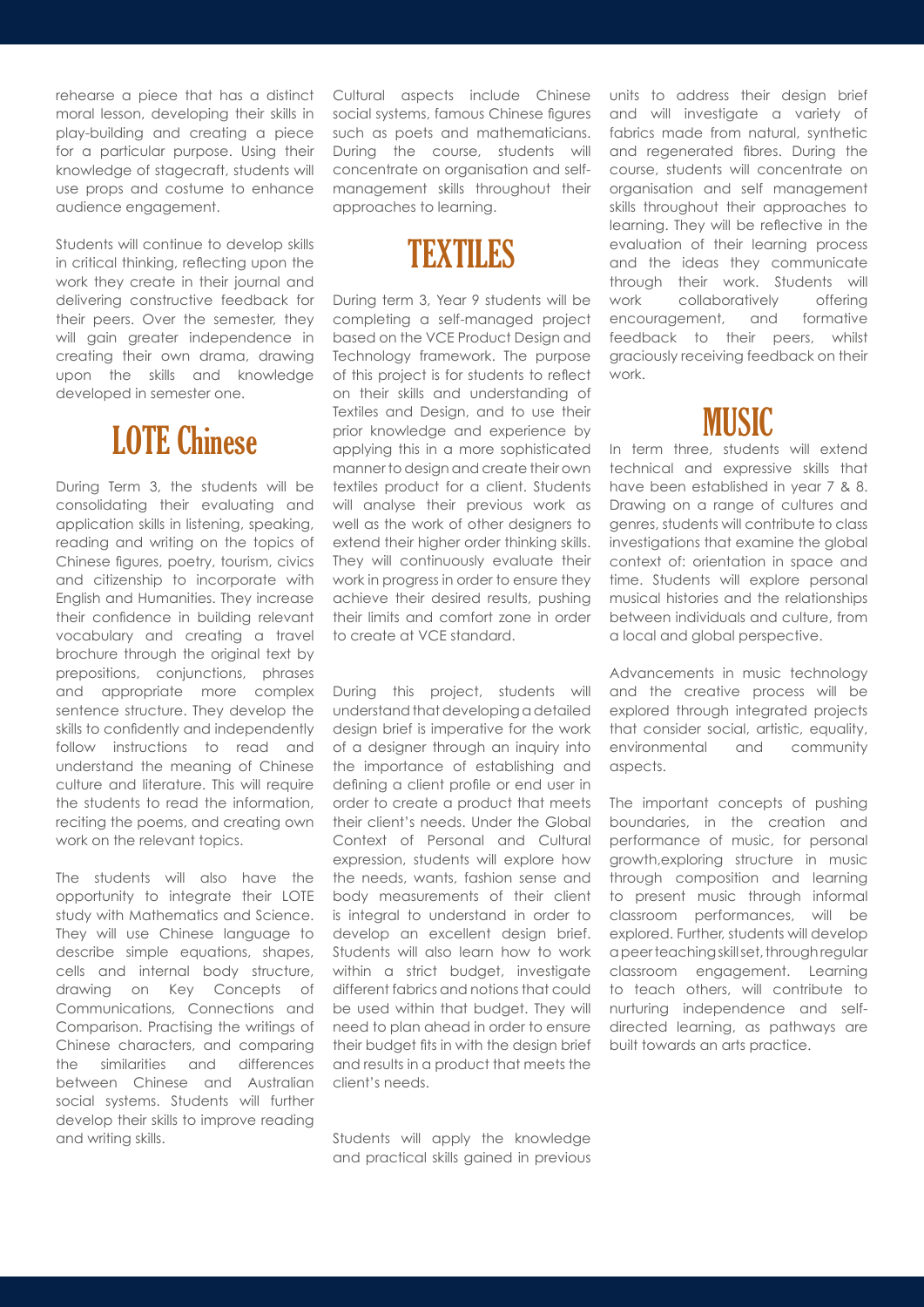rehearse a piece that has a distinct moral lesson, developing their skills in play-building and creating a piece for a particular purpose. Using their knowledge of stagecraft, students will use props and costume to enhance audience engagement.

Students will continue to develop skills in critical thinking, reflecting upon the work they create in their journal and delivering constructive feedback for their peers. Over the semester, they will gain greater independence in creating their own drama, drawing upon the skills and knowledge developed in semester one.

## LOTE Chinese

During Term 3, the students will be consolidating their evaluating and application skills in listening, speaking, reading and writing on the topics of Chinese figures, poetry, tourism, civics and citizenship to incorporate with English and Humanities. They increase their confidence in building relevant vocabulary and creating a travel brochure through the original text by prepositions, conjunctions, phrases and appropriate more complex sentence structure. They develop the skills to confidently and independently follow instructions to read and understand the meaning of Chinese culture and literature. This will require the students to read the information, reciting the poems, and creating own work on the relevant topics.

The students will also have the opportunity to integrate their LOTE study with Mathematics and Science. They will use Chinese language to describe simple equations, shapes, cells and internal body structure, drawing on Key Concepts of Communications, Connections and Comparison. Practising the writings of Chinese characters, and comparing the similarities and differences between Chinese and Australian social systems. Students will further develop their skills to improve reading and writing skills.

Cultural aspects include Chinese social systems, famous Chinese figures such as poets and mathematicians. During the course, students will concentrate on organisation and self-management skills throughout their approaches to learning.

## TEXTILES

During term 3, Year 9 students will be completing a self-managed project based on the VCE Product Design and Technology framework. The purpose of this project is for students to reflect on their skills and understanding of Textiles and Design, and to use their prior knowledge and experience by applying this in a more sophisticated manner to design and create their own textiles product for a client. Students will analyse their previous work as well as the work of other designers to extend their higher order thinking skills. They will continuously evaluate their work in progress in order to ensure they achieve their desired results, pushing their limits and comfort zone in order to create at VCE standard.

During this project, students will understand that developing a detailed design brief is imperative for the work of a designer through an inquiry into the importance of establishing and defining a client profile or end user in order to create a product that meets their client's needs. Under the Global Context of Personal and Cultural expression, students will explore how the needs, wants, fashion sense and body measurements of their client is integral to understand in order to develop an excellent design brief. Students will also learn how to work within a strict budget, investigate different fabrics and notions that could be used within that budget. They will need to plan ahead in order to ensure their budget fits in with the design brief and results in a product that meets the client's needs.

Students will apply the knowledge and practical skills gained in previous units to address their design brief and will investigate a variety of fabrics made from natural, synthetic and regenerated fibres. During the course, students will concentrate on organisation and self management skills throughout their approaches to learning. They will be reflective in the evaluation of their learning process and the ideas they communicate through their work. Students will work collaboratively offering encouragement, and formative feedback to their peers, whilst graciously receiving feedback on their work.

## MUSIC

In term three, students will extend technical and expressive skills that have been established in year 7 & 8. Drawing on a range of cultures and genres, students will contribute to class investigations that examine the global context of: orientation in space and time. Students will explore personal musical histories and the relationships between individuals and culture, from a local and global perspective.

Advancements in music technology and the creative process will be explored through integrated projects that consider social, artistic, equality, environmental and community aspects.

The important concepts of pushing boundaries, in the creation and performance of music, for personal growth,exploring structure in music through composition and learning to present music through informal classroom performances, will be explored. Further, students will develop a peer teaching skill set, through regular classroom engagement. Learning to teach others, will contribute to nurturing independence and self-directed learning, as pathways are built towards an arts practice.